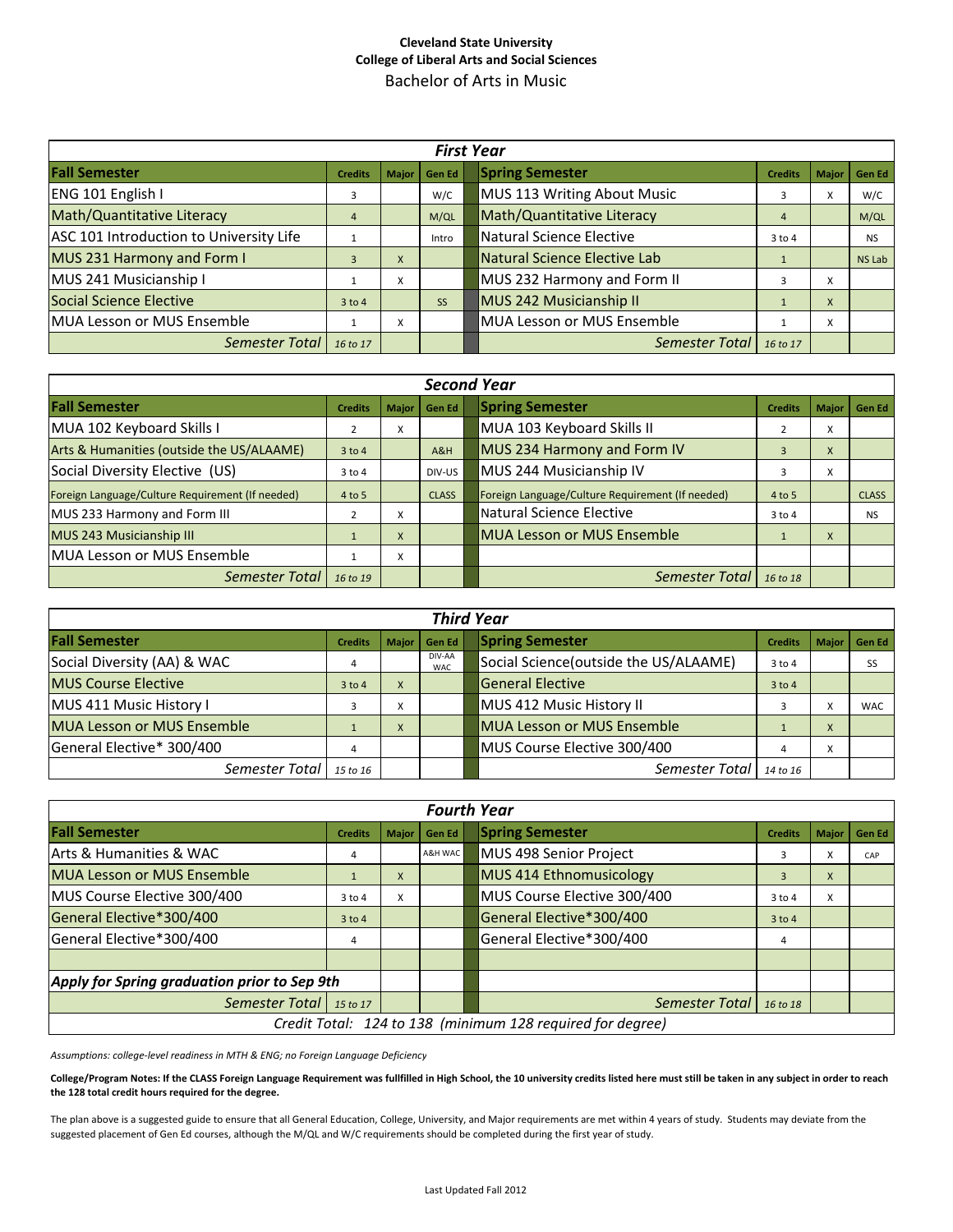**Cleveland State University**
**College of Liberal Arts and Social Sciences**
Bachelor of Arts in Music

| ***First Year*** | | | | | | | |
|---|---|---|---|---|---|---|---|
| **Fall Semester** | **Credits** | **Major** | **Gen Ed** | **Spring Semester** | **Credits** | **Major** | **Gen Ed** |
| ENG 101 English I | 3 | | W/C | MUS 113 Writing About Music | 3 | X | W/C |
| Math/Quantitative Literacy | 4 | | M/QL | Math/Quantitative Literacy | 4 | | M/QL |
| ASC 101 Introduction to University Life | 1 | | Intro | Natural Science Elective | 3 to 4 | | NS |
| MUS 231 Harmony and Form I | 3 | X | | Natural Science Elective Lab | 1 | | NS Lab |
| MUS 241 Musicianship I | 1 | X | | MUS 232 Harmony and Form II | 3 | X | |
| Social Science Elective | 3 to 4 | | SS | MUS 242 Musicianship II | 1 | X | |
| MUA Lesson or MUS Ensemble | 1 | X | | MUA Lesson or MUS Ensemble | 1 | X | |
| *Semester Total* | *16 to 17* | | | *Semester Total* | *16 to 17* | | |

| ***Second Year*** | | | | | | | |
|---|---|---|---|---|---|---|---|
| **Fall Semester** | **Credits** | **Major** | **Gen Ed** | **Spring Semester** | **Credits** | **Major** | **Gen Ed** |
| MUA 102 Keyboard Skills I | 2 | X | | MUA 103 Keyboard Skills II | 2 | X | |
| Arts & Humanities (outside the US/ALAAME) | 3 to 4 | | A&H | MUS 234 Harmony and Form IV | 3 | X | |
| Social Diversity Elective (US) | 3 to 4 | | DIV-US | MUS 244 Musicianship IV | 3 | X | |
| Foreign Language/Culture Requirement (If needed) | 4 to 5 | | CLASS | Foreign Language/Culture Requirement (If needed) | 4 to 5 | | CLASS |
| MUS 233 Harmony and Form III | 2 | X | | Natural Science Elective | 3 to 4 | | NS |
| MUS 243 Musicianship III | 1 | X | | MUA Lesson or MUS Ensemble | 1 | X | |
| MUA Lesson or MUS Ensemble | 1 | X | | | | | |
| *Semester Total* | *16 to 19* | | | *Semester Total* | *16 to 18* | | |

| ***Third Year*** | | | | | | | |
|---|---|---|---|---|---|---|---|
| **Fall Semester** | **Credits** | **Major** | **Gen Ed** | **Spring Semester** | **Credits** | **Major** | **Gen Ed** |
| Social Diversity (AA) & WAC | 4 | | DIV-AA WAC | Social Science(outside the US/ALAAME) | 3 to 4 | | SS |
| MUS Course Elective | 3 to 4 | X | | General Elective | 3 to 4 | | |
| MUS 411 Music History I | 3 | X | | MUS 412 Music History II | 3 | X | WAC |
| MUA Lesson or MUS Ensemble | 1 | X | | MUA Lesson or MUS Ensemble | 1 | X | |
| General Elective* 300/400 | 4 | | | MUS Course Elective 300/400 | 4 | X | |
| *Semester Total* | *15 to 16* | | | *Semester Total* | *14 to 16* | | |

| ***Fourth Year*** | | | | | | | |
|---|---|---|---|---|---|---|---|
| **Fall Semester** | **Credits** | **Major** | **Gen Ed** | **Spring Semester** | **Credits** | **Major** | **Gen Ed** |
| Arts & Humanities & WAC | 4 | | A&H WAC | MUS 498 Senior Project | 3 | X | CAP |
| MUA Lesson or MUS Ensemble | 1 | X | | MUS 414 Ethnomusicology | 3 | X | |
| MUS Course Elective 300/400 | 3 to 4 | X | | MUS Course Elective 300/400 | 3 to 4 | X | |
| General Elective*300/400 | 3 to 4 | | | General Elective*300/400 | 3 to 4 | | |
| General Elective*300/400 | 4 | | | General Elective*300/400 | 4 | | |
| | | | | | | | |
| ***Apply for Spring graduation prior to Sep 9th*** | | | | | | | |
| *Semester Total* | *15 to 17* | | | *Semester Total* | *16 to 18* | | |
| *Credit Total: 124 to 138 (minimum 128 required for degree)* | | | | | | | |

*Assumptions: college-level readiness in MTH & ENG; no Foreign Language Deficiency*

**College/Program Notes: If the CLASS Foreign Language Requirement was fullfilled in High School, the 10 university credits listed here must still be taken in any subject in order to reach the 128 total credit hours required for the degree.**

The plan above is a suggested guide to ensure that all General Education, College, University, and Major requirements are met within 4 years of study. Students may deviate from the suggested placement of Gen Ed courses, although the M/QL and W/C requirements should be completed during the first year of study.

Last Updated Fall 2012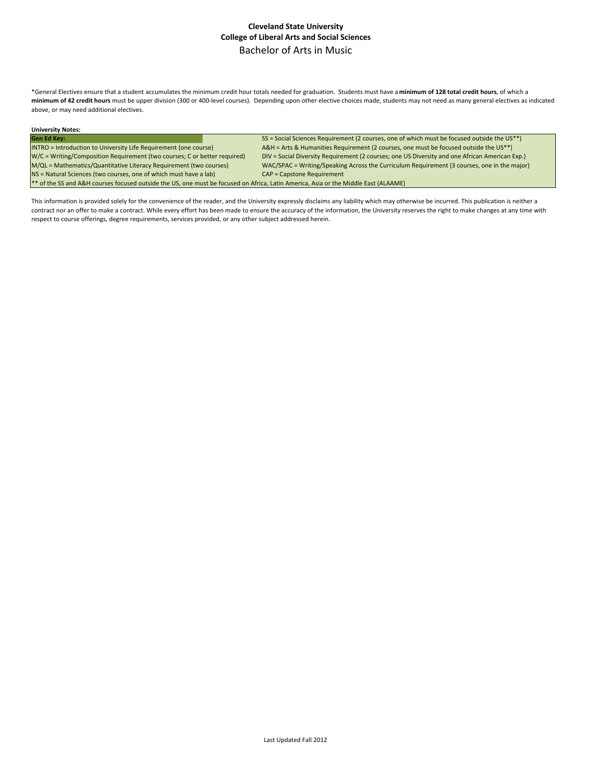**Cleveland State University**
**College of Liberal Arts and Social Sciences**
Bachelor of Arts in Music

*General Electives ensure that a student accumulates the minimum credit hour totals needed for graduation. Students must have a **minimum of 128 total credit hours**, of which a **minimum of 42 credit hours** must be upper division (300 or 400-level courses). Depending upon other elective choices made, students may not need as many general electives as indicated above, or may need additional electives.

**University Notes:**

| **Gen Ed Key:** | SS = Social Sciences Requirement (2 courses, one of which must be focused outside the US**) |
|---|---|
| INTRO = Introduction to University Life Requirement (one course) | A&H = Arts & Humanities Requirement (2 courses, one must be focused outside the US**) |
| W/C = Writing/Composition Requirement (two courses; C or better required) | DIV = Social Diversity Requirement (2 courses; one US Diversity and one African American Exp.) |
| M/QL = Mathematics/Quantitative Literacy Requirement (two courses) | WAC/SPAC = Writing/Speaking Across the Curriculum Requirement (3 courses, one in the major) |
| NS = Natural Sciences (two courses, one of which must have a lab) | CAP = Capstone Requirement |
| ** of the SS and A&H courses focused outside the US, one must be focused on Africa, Latin America, Asia or the Middle East (ALAAME) | |

This information is provided solely for the convenience of the reader, and the University expressly disclaims any liability which may otherwise be incurred. This publication is neither a contract nor an offer to make a contract. While every effort has been made to ensure the accuracy of the information, the University reserves the right to make changes at any time with respect to course offerings, degree requirements, services provided, or any other subject addressed herein.

Last Updated Fall 2012